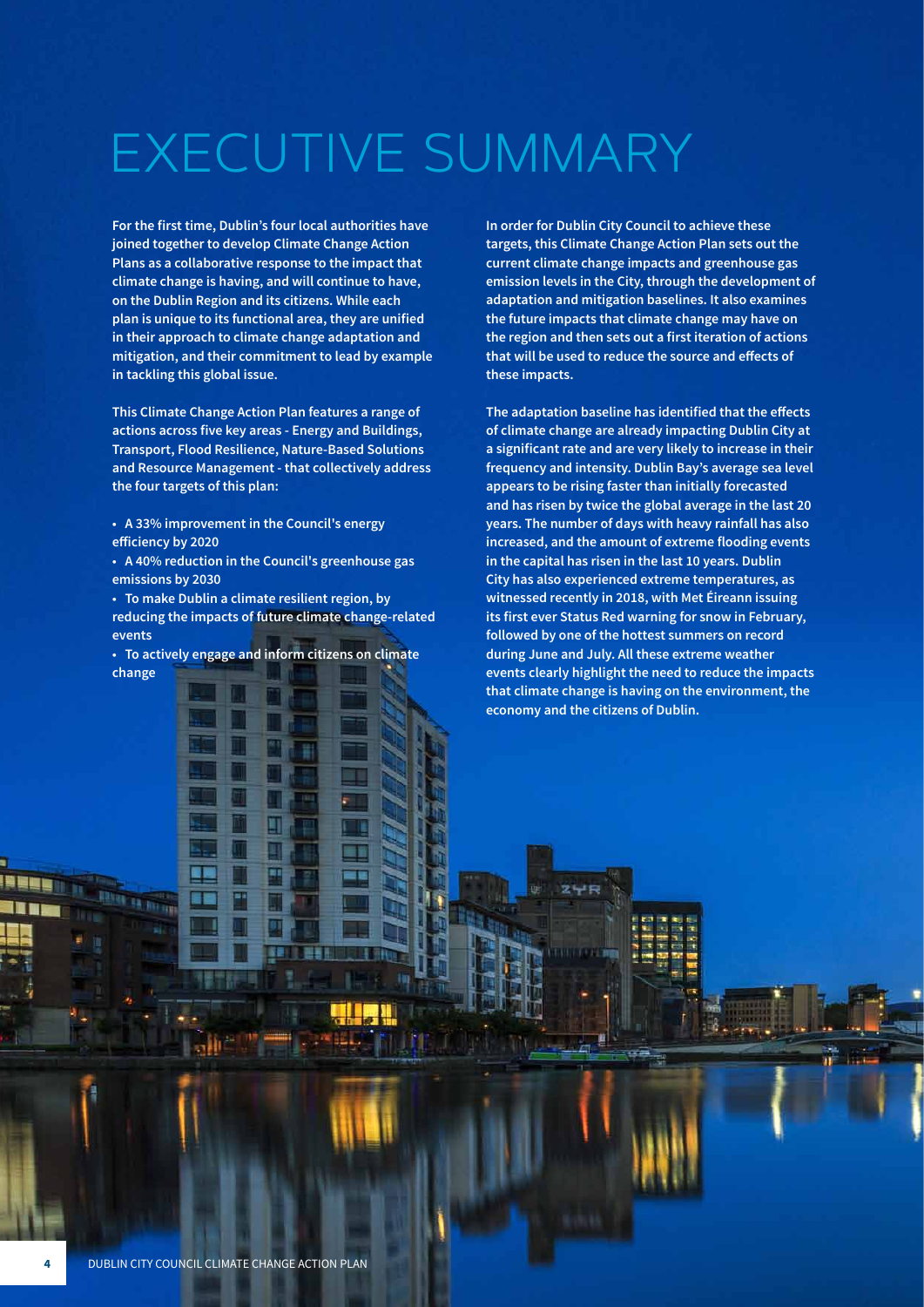# EXECUTIVE SUMMARY

**For the first time, Dublin's four local authorities have joined together to develop Climate Change Action Plans as a collaborative response to the impact that climate change is having, and will continue to have, on the Dublin Region and its citizens. While each plan is unique to its functional area, they are unified in their approach to climate change adaptation and mitigation, and their commitment to lead by example in tackling this global issue.**

**This Climate Change Action Plan features a range of actions across five key areas - Energy and Buildings, Transport, Flood Resilience, Nature-Based Solutions and Resource Management - that collectively address the four targets of this plan:**

- **A 33% improvement in the Council's energy efficiency by 2020**
- **A 40% reduction in the Council's greenhouse gas emissions by 2030**
- **To make Dublin a climate resilient region, by reducing the impacts of future climate change-related events**
- **To actively engage and inform citizens on climate change**

**In order for Dublin City Council to achieve these targets, this Climate Change Action Plan sets out the current climate change impacts and greenhouse gas emission levels in the City, through the development of adaptation and mitigation baselines. It also examines the future impacts that climate change may have on the region and then sets out a first iteration of actions that will be used to reduce the source and effects of these impacts.**

**The adaptation baseline has identified that the effects of climate change are already impacting Dublin City at a significant rate and are very likely to increase in their frequency and intensity. Dublin Bay's average sea level appears to be rising faster than initially forecasted and has risen by twice the global average in the last 20 years. The number of days with heavy rainfall has also increased, and the amount of extreme flooding events in the capital has risen in the last 10 years. Dublin City has also experienced extreme temperatures, as witnessed recently in 2018, with Met Éireann issuing its first ever Status Red warning for snow in February, followed by one of the hottest summers on record during June and July. All these extreme weather events clearly highlight the need to reduce the impacts that climate change is having on the environment, the economy and the citizens of Dublin.**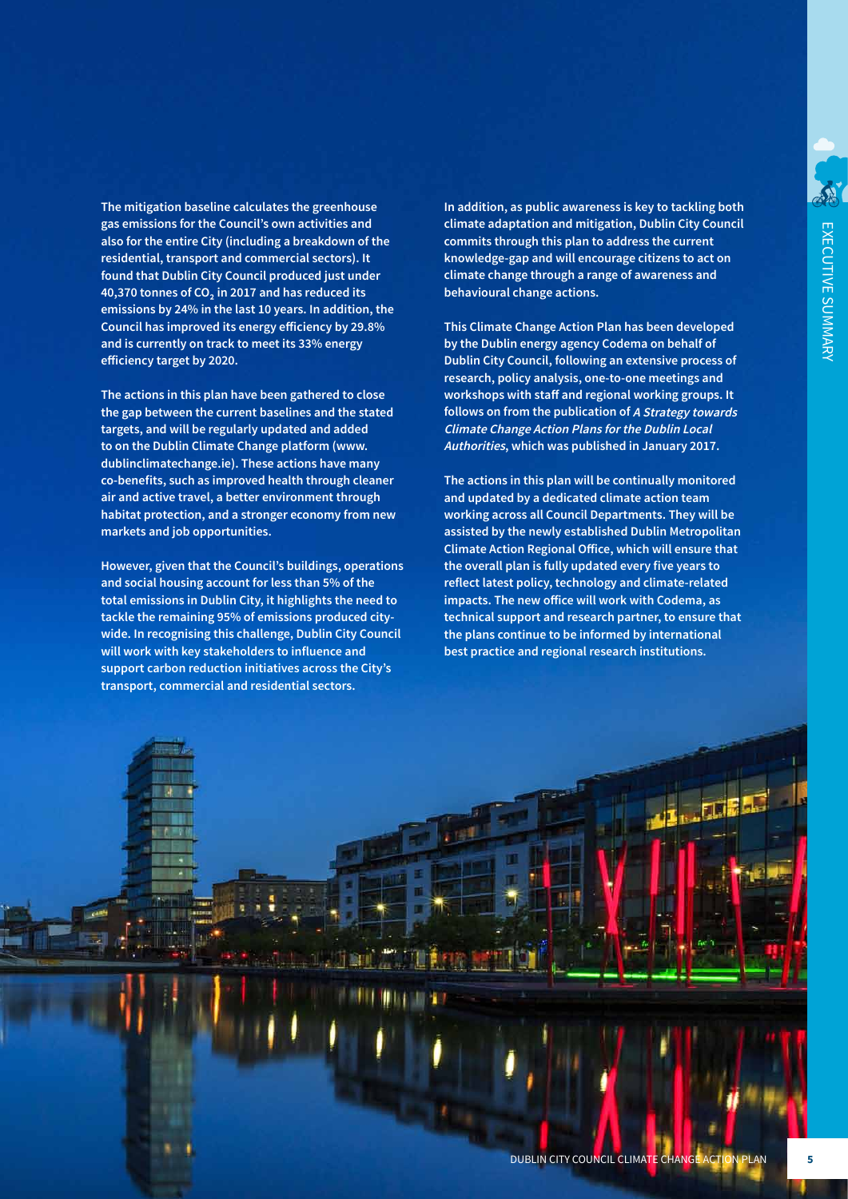**The mitigation baseline calculates the greenhouse gas emissions for the Council's own activities and also for the entire City (including a breakdown of the residential, transport and commercial sectors). It found that Dublin City Council produced just under 40,370 tonnes of $CO_2$ in 2017 and has reduced its emissions by 24% in the last 10 years. In addition, the Council has improved its energy efficiency by 29.8% and is currently on track to meet its 33% energy efficiency target by 2020.**

**The actions in this plan have been gathered to close the gap between the current baselines and the stated targets, and will be regularly updated and added to on the Dublin Climate Change platform (www.dublinclimatechange.ie). These actions have many co-benefits, such as improved health through cleaner air and active travel, a better environment through habitat protection, and a stronger economy from new markets and job opportunities.**

**However, given that the Council's buildings, operations and social housing account for less than 5% of the total emissions in Dublin City, it highlights the need to tackle the remaining 95% of emissions produced city-wide. In recognising this challenge, Dublin City Council will work with key stakeholders to influence and support carbon reduction initiatives across the City's transport, commercial and residential sectors.**

**In addition, as public awareness is key to tackling both climate adaptation and mitigation, Dublin City Council commits through this plan to address the current knowledge-gap and will encourage citizens to act on climate change through a range of awareness and behavioural change actions.**

**This Climate Change Action Plan has been developed by the Dublin energy agency Codema on behalf of Dublin City Council, following an extensive process of research, policy analysis, one-to-one meetings and workshops with staff and regional working groups. It follows on from the publication of *A Strategy towards Climate Change Action Plans for the Dublin Local Authorities*, which was published in January 2017.**

**The actions in this plan will be continually monitored and updated by a dedicated climate action team working across all Council Departments. They will be assisted by the newly established Dublin Metropolitan Climate Action Regional Office, which will ensure that the overall plan is fully updated every five years to reflect latest policy, technology and climate-related impacts. The new office will work with Codema, as technical support and research partner, to ensure that the plans continue to be informed by international best practice and regional research institutions.**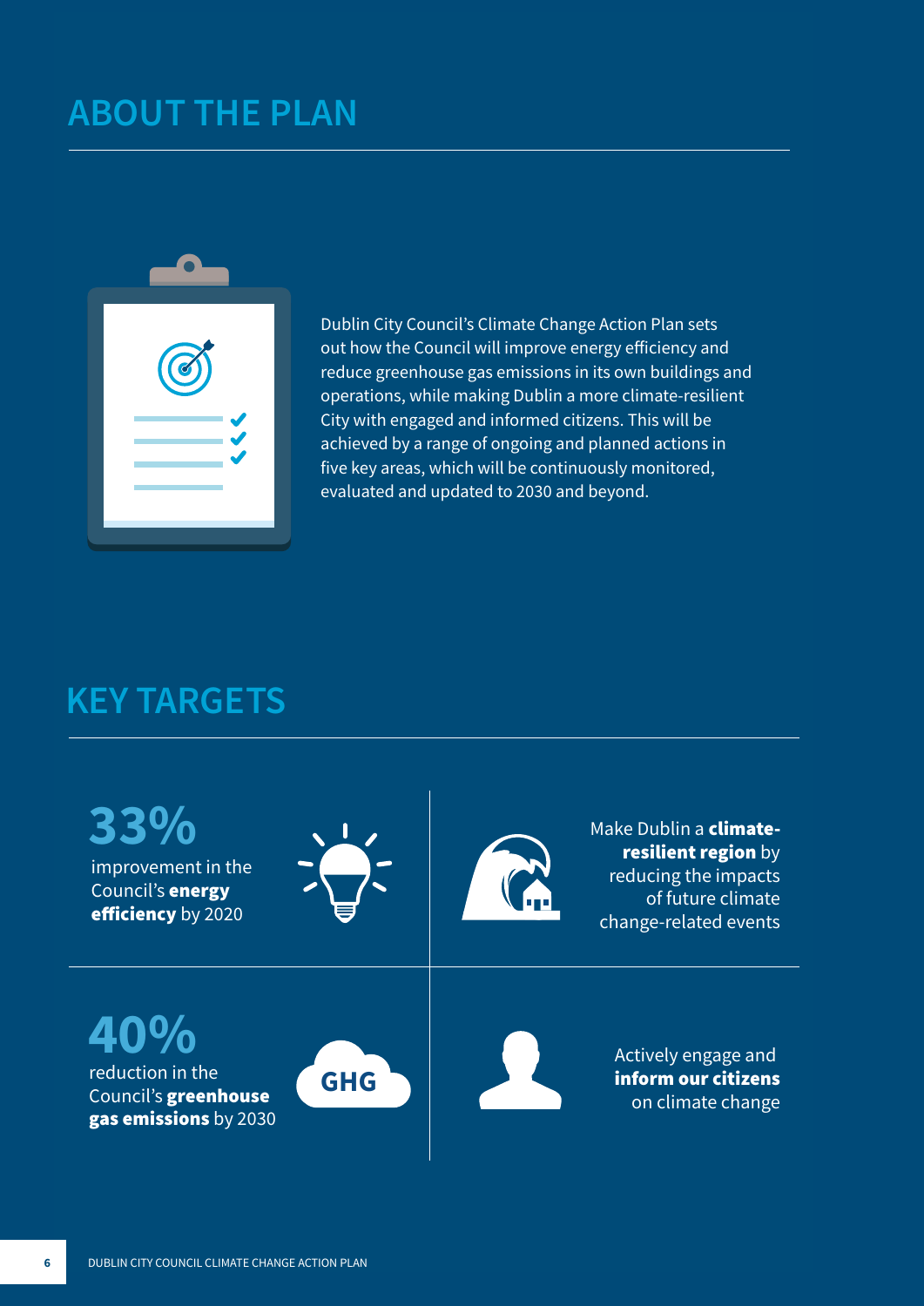# ABOUT THE PLAN

Dublin City Council's Climate Change Action Plan sets out how the Council will improve energy efficiency and reduce greenhouse gas emissions in its own buildings and operations, while making Dublin a more climate-resilient City with engaged and informed citizens. This will be achieved by a range of ongoing and planned actions in five key areas, which will be continuously monitored, evaluated and updated to 2030 and beyond.

# KEY TARGETS

**33%**
improvement in the Council's **energy efficiency** by 2020

Make Dublin a **climate-resilient region** by reducing the impacts of future climate change-related events

**40%**
reduction in the Council's **greenhouse gas emissions** by 2030

Actively engage and **inform our citizens** on climate change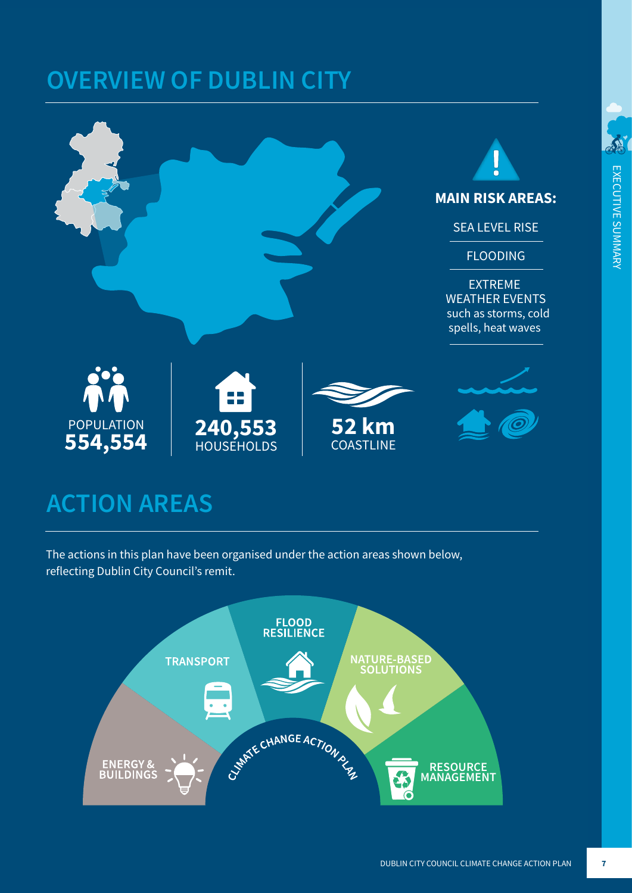## OVERVIEW OF DUBLIN CITY

**MAIN RISK AREAS:**

SEA LEVEL RISE

FLOODING

EXTREME WEATHER EVENTS such as storms, cold spells, heat waves

POPULATION **554,554**

**240,553** HOUSEHOLDS

**52 km** COASTLINE

## ACTION AREAS

The actions in this plan have been organised under the action areas shown below, reflecting Dublin City Council's remit.

ENERGY & BUILDINGS

TRANSPORT

FLOOD RESILIENCE

NATURE-BASED SOLUTIONS

RESOURCE MANAGEMENT

CLIMATE CHANGE ACTION PLAN